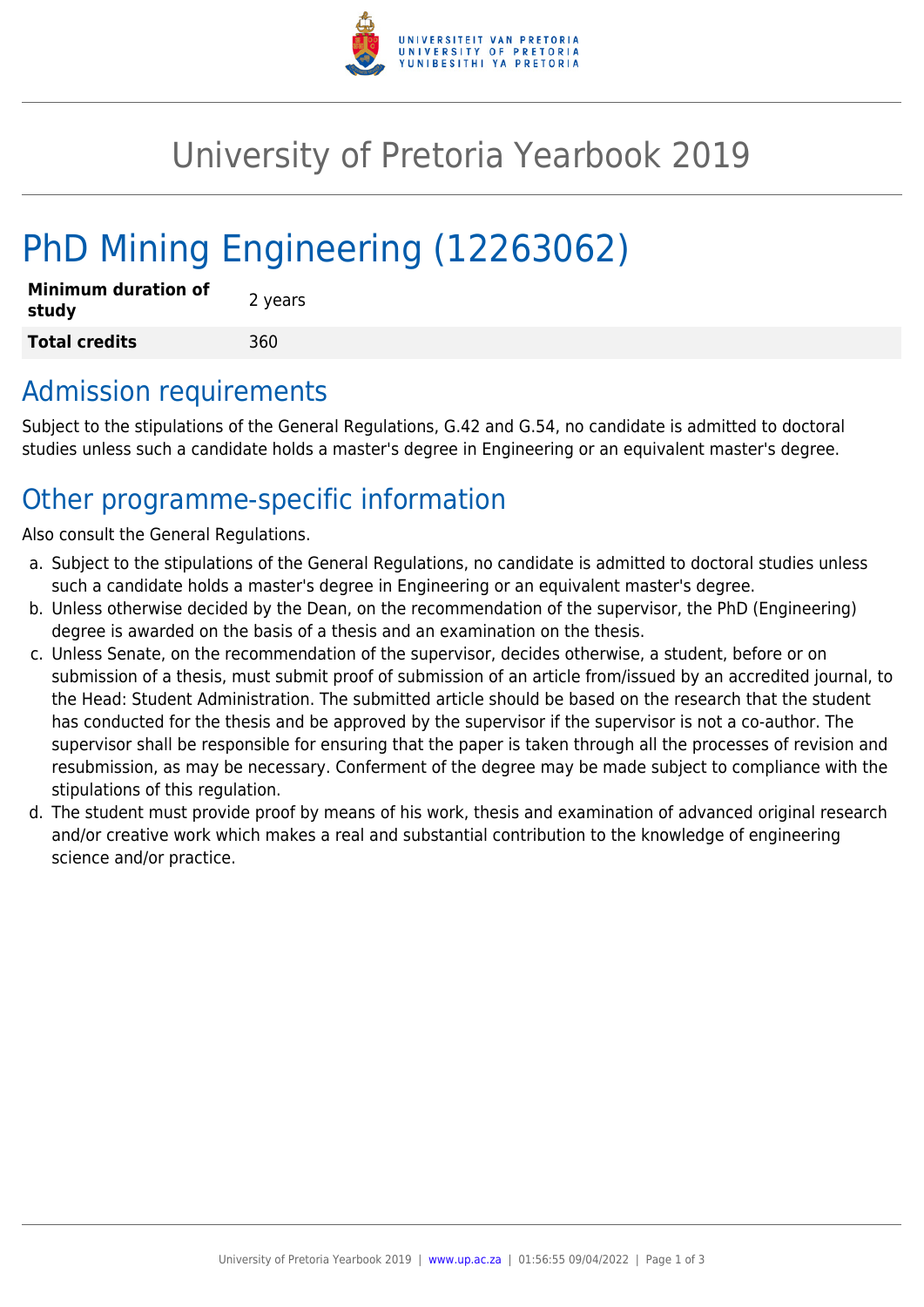# University of Pretoria Yearbook 2019

# PhD Mining Engineering (12263062)

| | |
|---|---|
| **Minimum duration of study** | 2 years |
| **Total credits** | 360 |

## Admission requirements

Subject to the stipulations of the General Regulations, G.42 and G.54, no candidate is admitted to doctoral studies unless such a candidate holds a master's degree in Engineering or an equivalent master's degree.

## Other programme-specific information

Also consult the General Regulations.

a. Subject to the stipulations of the General Regulations, no candidate is admitted to doctoral studies unless such a candidate holds a master's degree in Engineering or an equivalent master's degree.
b. Unless otherwise decided by the Dean, on the recommendation of the supervisor, the PhD (Engineering) degree is awarded on the basis of a thesis and an examination on the thesis.
c. Unless Senate, on the recommendation of the supervisor, decides otherwise, a student, before or on submission of a thesis, must submit proof of submission of an article from/issued by an accredited journal, to the Head: Student Administration. The submitted article should be based on the research that the student has conducted for the thesis and be approved by the supervisor if the supervisor is not a co-author. The supervisor shall be responsible for ensuring that the paper is taken through all the processes of revision and resubmission, as may be necessary. Conferment of the degree may be made subject to compliance with the stipulations of this regulation.
d. The student must provide proof by means of his work, thesis and examination of advanced original research and/or creative work which makes a real and substantial contribution to the knowledge of engineering science and/or practice.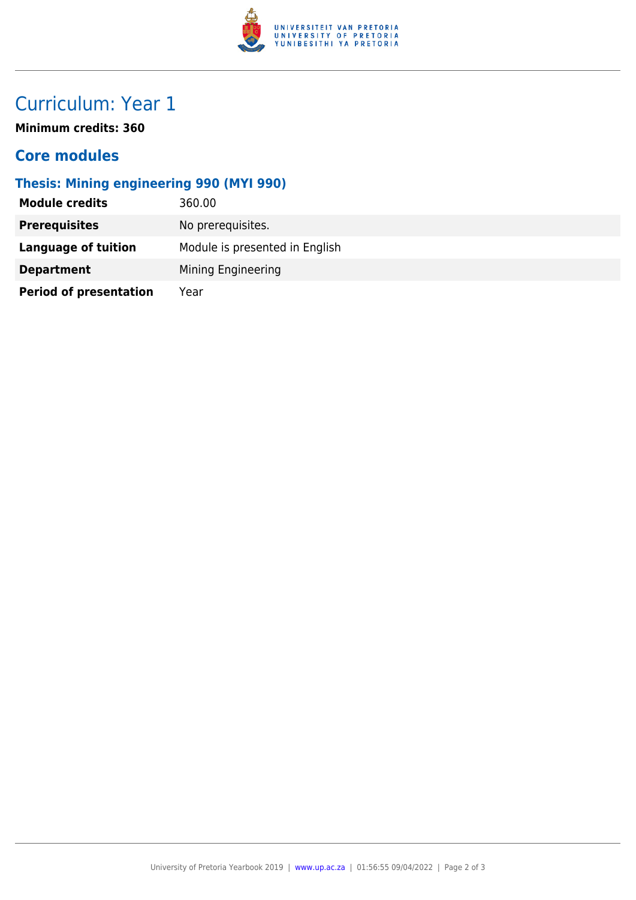# Curriculum: Year 1

**Minimum credits: 360**

## Core modules

### Thesis: Mining engineering 990 (MYI 990)

| | |
|---|---|
| **Module credits** | 360.00 |
| **Prerequisites** | No prerequisites. |
| **Language of tuition** | Module is presented in English |
| **Department** | Mining Engineering |
| **Period of presentation** | Year |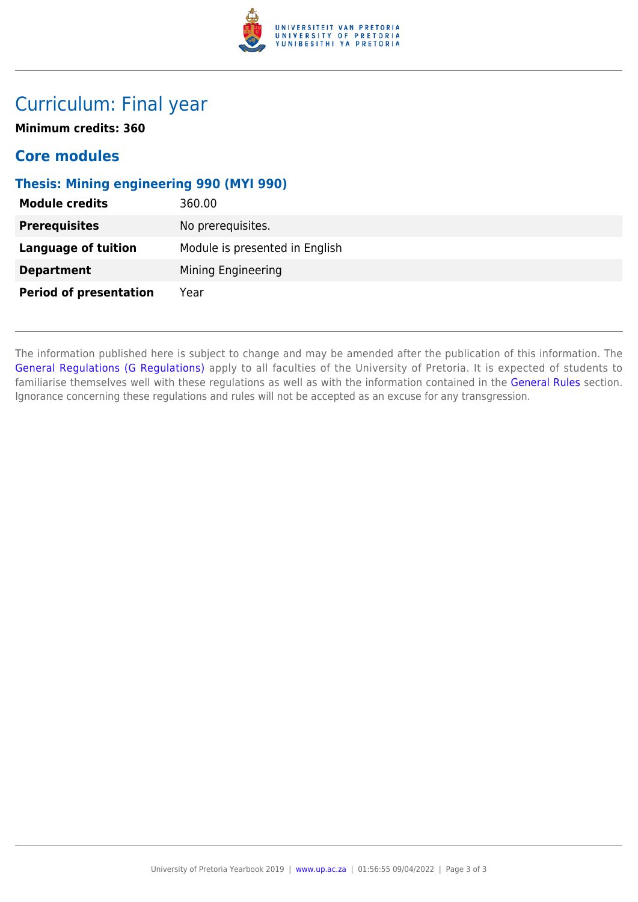# Curriculum: Final year

**Minimum credits: 360**

## Core modules

### Thesis: Mining engineering 990 (MYI 990)

| | |
|---|---|
| **Module credits** | 360.00 |
| **Prerequisites** | No prerequisites. |
| **Language of tuition** | Module is presented in English |
| **Department** | Mining Engineering |
| **Period of presentation** | Year |

The information published here is subject to change and may be amended after the publication of this information. The General Regulations (G Regulations) apply to all faculties of the University of Pretoria. It is expected of students to familiarise themselves well with these regulations as well as with the information contained in the General Rules section. Ignorance concerning these regulations and rules will not be accepted as an excuse for any transgression.